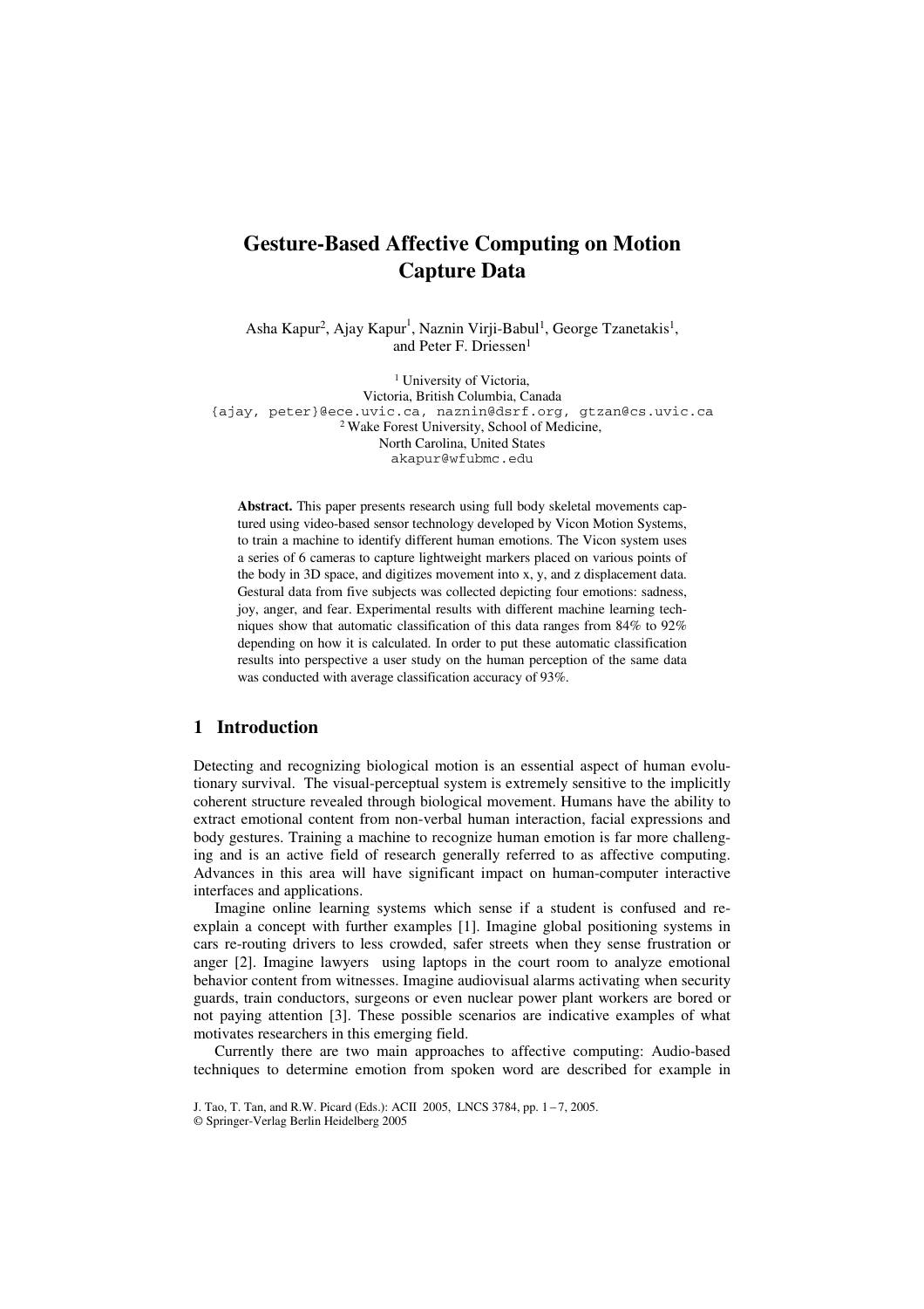# Gesture-Based Affective Computing on Motion Capture Data

Asha Kapur[2], Ajay Kapur[1], Naznin Virji-Babul[1], George Tzanetakis[1], and Peter F. Driessen[1]

[1] University of Victoria,
Victoria, British Columbia, Canada
{ajay, peter}@ece.uvic.ca, naznin@dsrf.org, gtzan@cs.uvic.ca
[2] Wake Forest University, School of Medicine,
North Carolina, United States
akapur@wfubmc.edu

**Abstract.** This paper presents research using full body skeletal movements captured using video-based sensor technology developed by Vicon Motion Systems, to train a machine to identify different human emotions. The Vicon system uses a series of 6 cameras to capture lightweight markers placed on various points of the body in 3D space, and digitizes movement into x, y, and z displacement data. Gestural data from five subjects was collected depicting four emotions: sadness, joy, anger, and fear. Experimental results with different machine learning techniques show that automatic classification of this data ranges from 84% to 92% depending on how it is calculated. In order to put these automatic classification results into perspective a user study on the human perception of the same data was conducted with average classification accuracy of 93%.

## 1 Introduction

Detecting and recognizing biological motion is an essential aspect of human evolutionary survival. The visual-perceptual system is extremely sensitive to the implicitly coherent structure revealed through biological movement. Humans have the ability to extract emotional content from non-verbal human interaction, facial expressions and body gestures. Training a machine to recognize human emotion is far more challenging and is an active field of research generally referred to as affective computing. Advances in this area will have significant impact on human-computer interactive interfaces and applications.

Imagine online learning systems which sense if a student is confused and re-explain a concept with further examples [1]. Imagine global positioning systems in cars re-routing drivers to less crowded, safer streets when they sense frustration or anger [2]. Imagine lawyers using laptops in the court room to analyze emotional behavior content from witnesses. Imagine audiovisual alarms activating when security guards, train conductors, surgeons or even nuclear power plant workers are bored or not paying attention [3]. These possible scenarios are indicative examples of what motivates researchers in this emerging field.

Currently there are two main approaches to affective computing: Audio-based techniques to determine emotion from spoken word are described for example in

J. Tao, T. Tan, and R.W. Picard (Eds.): ACII 2005, LNCS 3784, pp. 1 – 7, 2005.
© Springer-Verlag Berlin Heidelberg 2005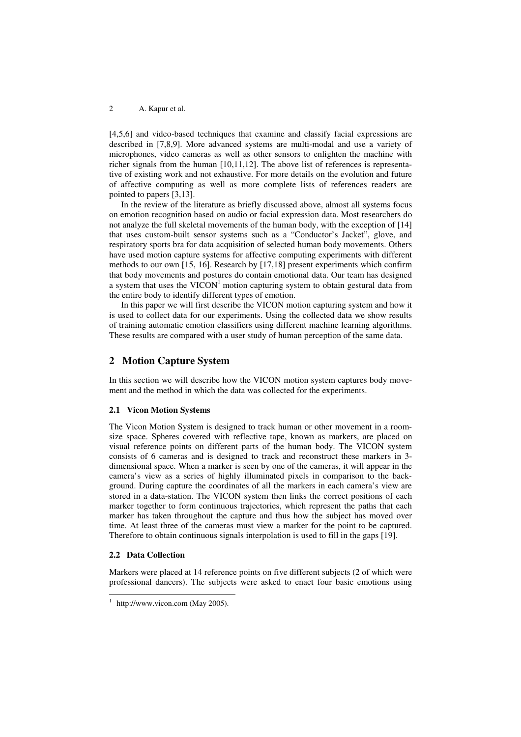[4,5,6] and video-based techniques that examine and classify facial expressions are described in [7,8,9]. More advanced systems are multi-modal and use a variety of microphones, video cameras as well as other sensors to enlighten the machine with richer signals from the human [10,11,12]. The above list of references is representative of existing work and not exhaustive. For more details on the evolution and future of affective computing as well as more complete lists of references readers are pointed to papers [3,13].

In the review of the literature as briefly discussed above, almost all systems focus on emotion recognition based on audio or facial expression data. Most researchers do not analyze the full skeletal movements of the human body, with the exception of [14] that uses custom-built sensor systems such as a "Conductor's Jacket", glove, and respiratory sports bra for data acquisition of selected human body movements. Others have used motion capture systems for affective computing experiments with different methods to our own [15, 16]. Research by [17,18] present experiments which confirm that body movements and postures do contain emotional data. Our team has designed a system that uses the VICON[1] motion capturing system to obtain gestural data from the entire body to identify different types of emotion.

In this paper we will first describe the VICON motion capturing system and how it is used to collect data for our experiments. Using the collected data we show results of training automatic emotion classifiers using different machine learning algorithms. These results are compared with a user study of human perception of the same data.

## 2 Motion Capture System

In this section we will describe how the VICON motion system captures body movement and the method in which the data was collected for the experiments.

### 2.1 Vicon Motion Systems

The Vicon Motion System is designed to track human or other movement in a room-size space. Spheres covered with reflective tape, known as markers, are placed on visual reference points on different parts of the human body. The VICON system consists of 6 cameras and is designed to track and reconstruct these markers in 3-dimensional space. When a marker is seen by one of the cameras, it will appear in the camera's view as a series of highly illuminated pixels in comparison to the background. During capture the coordinates of all the markers in each camera's view are stored in a data-station. The VICON system then links the correct positions of each marker together to form continuous trajectories, which represent the paths that each marker has taken throughout the capture and thus how the subject has moved over time. At least three of the cameras must view a marker for the point to be captured. Therefore to obtain continuous signals interpolation is used to fill in the gaps [19].

### 2.2 Data Collection

Markers were placed at 14 reference points on five different subjects (2 of which were professional dancers). The subjects were asked to enact four basic emotions using

[1] http://www.vicon.com (May 2005).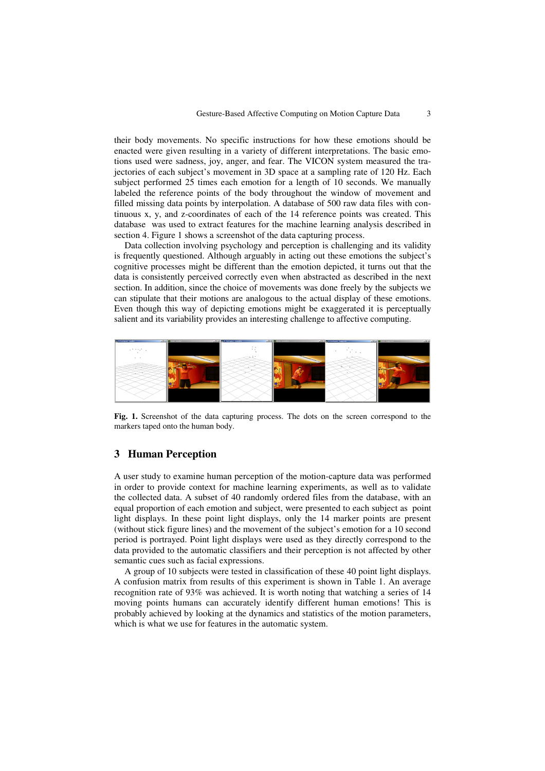their body movements. No specific instructions for how these emotions should be enacted were given resulting in a variety of different interpretations. The basic emotions used were sadness, joy, anger, and fear. The VICON system measured the trajectories of each subject's movement in 3D space at a sampling rate of 120 Hz. Each subject performed 25 times each emotion for a length of 10 seconds. We manually labeled the reference points of the body throughout the window of movement and filled missing data points by interpolation. A database of 500 raw data files with continuous x, y, and z-coordinates of each of the 14 reference points was created. This database was used to extract features for the machine learning analysis described in section 4. Figure 1 shows a screenshot of the data capturing process.

Data collection involving psychology and perception is challenging and its validity is frequently questioned. Although arguably in acting out these emotions the subject's cognitive processes might be different than the emotion depicted, it turns out that the data is consistently perceived correctly even when abstracted as described in the next section. In addition, since the choice of movements was done freely by the subjects we can stipulate that their motions are analogous to the actual display of these emotions. Even though this way of depicting emotions might be exaggerated it is perceptually salient and its variability provides an interesting challenge to affective computing.

**Fig. 1.** Screenshot of the data capturing process. The dots on the screen correspond to the markers taped onto the human body.

## 3 Human Perception

A user study to examine human perception of the motion-capture data was performed in order to provide context for machine learning experiments, as well as to validate the collected data. A subset of 40 randomly ordered files from the database, with an equal proportion of each emotion and subject, were presented to each subject as point light displays. In these point light displays, only the 14 marker points are present (without stick figure lines) and the movement of the subject's emotion for a 10 second period is portrayed. Point light displays were used as they directly correspond to the data provided to the automatic classifiers and their perception is not affected by other semantic cues such as facial expressions.

A group of 10 subjects were tested in classification of these 40 point light displays. A confusion matrix from results of this experiment is shown in Table 1. An average recognition rate of 93% was achieved. It is worth noting that watching a series of 14 moving points humans can accurately identify different human emotions! This is probably achieved by looking at the dynamics and statistics of the motion parameters, which is what we use for features in the automatic system.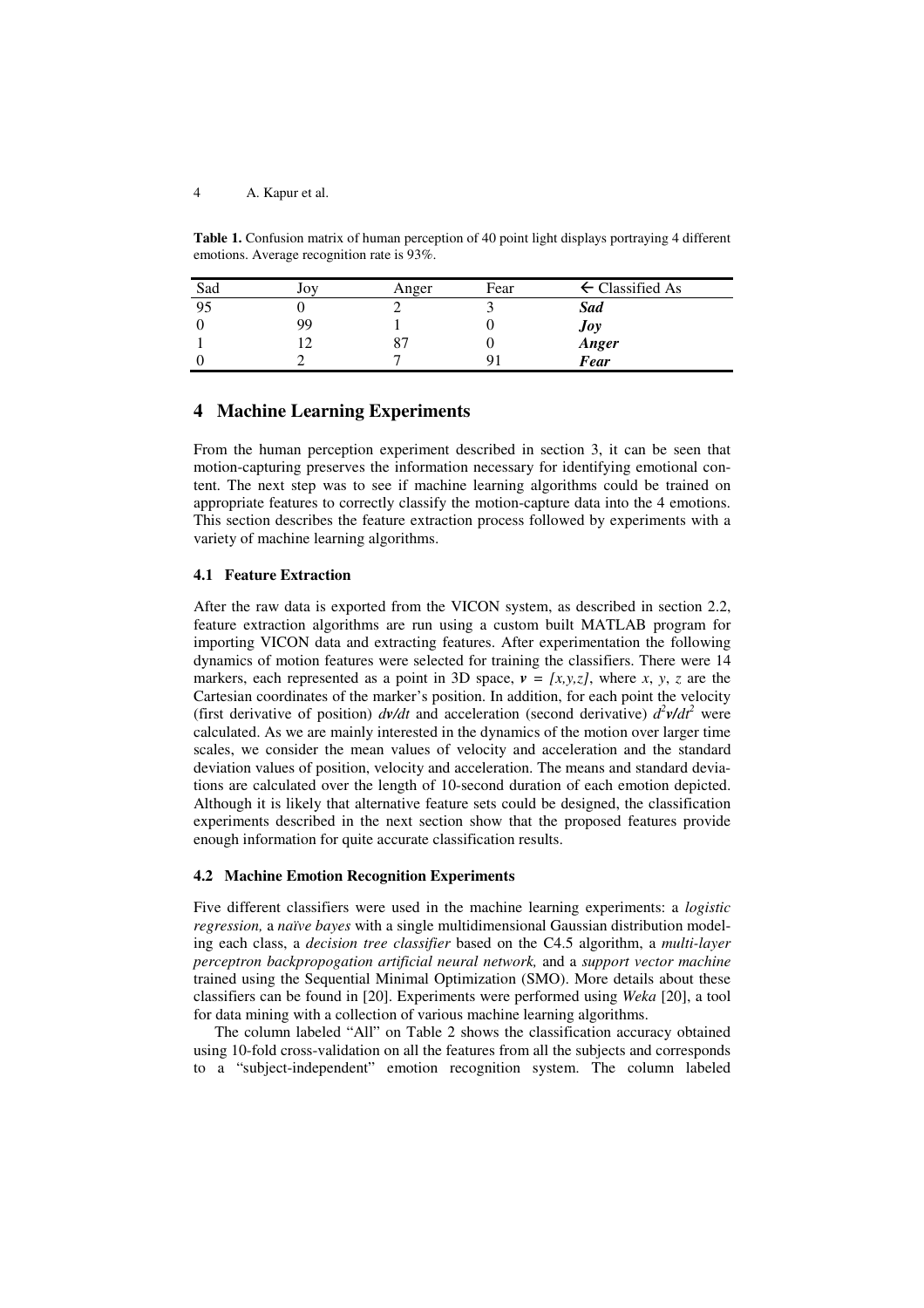**Table 1.** Confusion matrix of human perception of 40 point light displays portraying 4 different emotions. Average recognition rate is 93%.

| Sad | Joy | Anger | Fear | ← Classified As |
|---|---|---|---|---|
| 95 | 0 | 2 | 3 | ***Sad*** |
| 0 | 99 | 1 | 0 | ***Joy*** |
| 1 | 12 | 87 | 0 | ***Anger*** |
| 0 | 2 | 7 | 91 | ***Fear*** |

## 4 Machine Learning Experiments

From the human perception experiment described in section 3, it can be seen that motion-capturing preserves the information necessary for identifying emotional content. The next step was to see if machine learning algorithms could be trained on appropriate features to correctly classify the motion-capture data into the 4 emotions. This section describes the feature extraction process followed by experiments with a variety of machine learning algorithms.

### 4.1 Feature Extraction

After the raw data is exported from the VICON system, as described in section 2.2, feature extraction algorithms are run using a custom built MATLAB program for importing VICON data and extracting features. After experimentation the following dynamics of motion features were selected for training the classifiers. There were 14 markers, each represented as a point in 3D space, $\boldsymbol{v} = [x,y,z]$, where $x$, $y$, $z$ are the Cartesian coordinates of the marker's position. In addition, for each point the velocity (first derivative of position) $d\boldsymbol{v}/dt$ and acceleration (second derivative) $d^2\boldsymbol{v}/dt^2$ were calculated. As we are mainly interested in the dynamics of the motion over larger time scales, we consider the mean values of velocity and acceleration and the standard deviation values of position, velocity and acceleration. The means and standard deviations are calculated over the length of 10-second duration of each emotion depicted. Although it is likely that alternative feature sets could be designed, the classification experiments described in the next section show that the proposed features provide enough information for quite accurate classification results.

### 4.2 Machine Emotion Recognition Experiments

Five different classifiers were used in the machine learning experiments: a *logistic regression,* a *naïve bayes* with a single multidimensional Gaussian distribution modeling each class, a *decision tree classifier* based on the C4.5 algorithm, a *multi-layer perceptron backpropogation artificial neural network,* and a *support vector machine* trained using the Sequential Minimal Optimization (SMO). More details about these classifiers can be found in [20]. Experiments were performed using *Weka* [20], a tool for data mining with a collection of various machine learning algorithms.

The column labeled "All" on Table 2 shows the classification accuracy obtained using 10-fold cross-validation on all the features from all the subjects and corresponds to a "subject-independent" emotion recognition system. The column labeled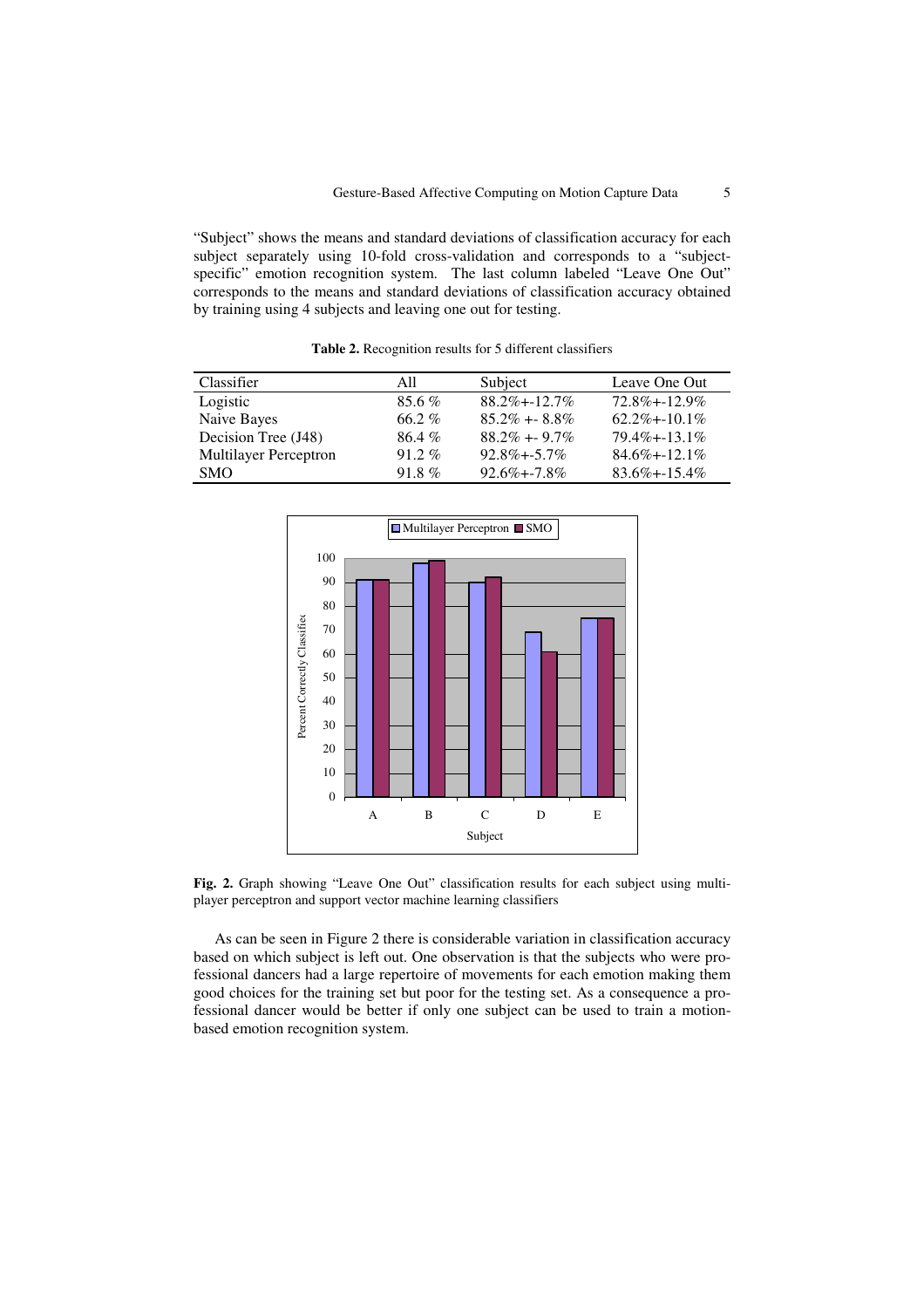"Subject" shows the means and standard deviations of classification accuracy for each subject separately using 10-fold cross-validation and corresponds to a "subject-specific" emotion recognition system. The last column labeled "Leave One Out" corresponds to the means and standard deviations of classification accuracy obtained by training using 4 subjects and leaving one out for testing.

**Table 2.** Recognition results for 5 different classifiers

| Classifier | All | Subject | Leave One Out |
|---|---|---|---|
| Logistic | 85.6 % | 88.2%+-12.7% | 72.8%+-12.9% |
| Naive Bayes | 66.2 % | 85.2% +- 8.8% | 62.2%+-10.1% |
| Decision Tree (J48) | 86.4 % | 88.2% +- 9.7% | 79.4%+-13.1% |
| Multilayer Perceptron | 91.2 % | 92.8%+-5.7% | 84.6%+-12.1% |
| SMO | 91.8 % | 92.6%+-7.8% | 83.6%+-15.4% |

**Fig. 2.** Graph showing "Leave One Out" classification results for each subject using multiplayer perceptron and support vector machine learning classifiers

As can be seen in Figure 2 there is considerable variation in classification accuracy based on which subject is left out. One observation is that the subjects who were professional dancers had a large repertoire of movements for each emotion making them good choices for the training set but poor for the testing set. As a consequence a professional dancer would be better if only one subject can be used to train a motion-based emotion recognition system.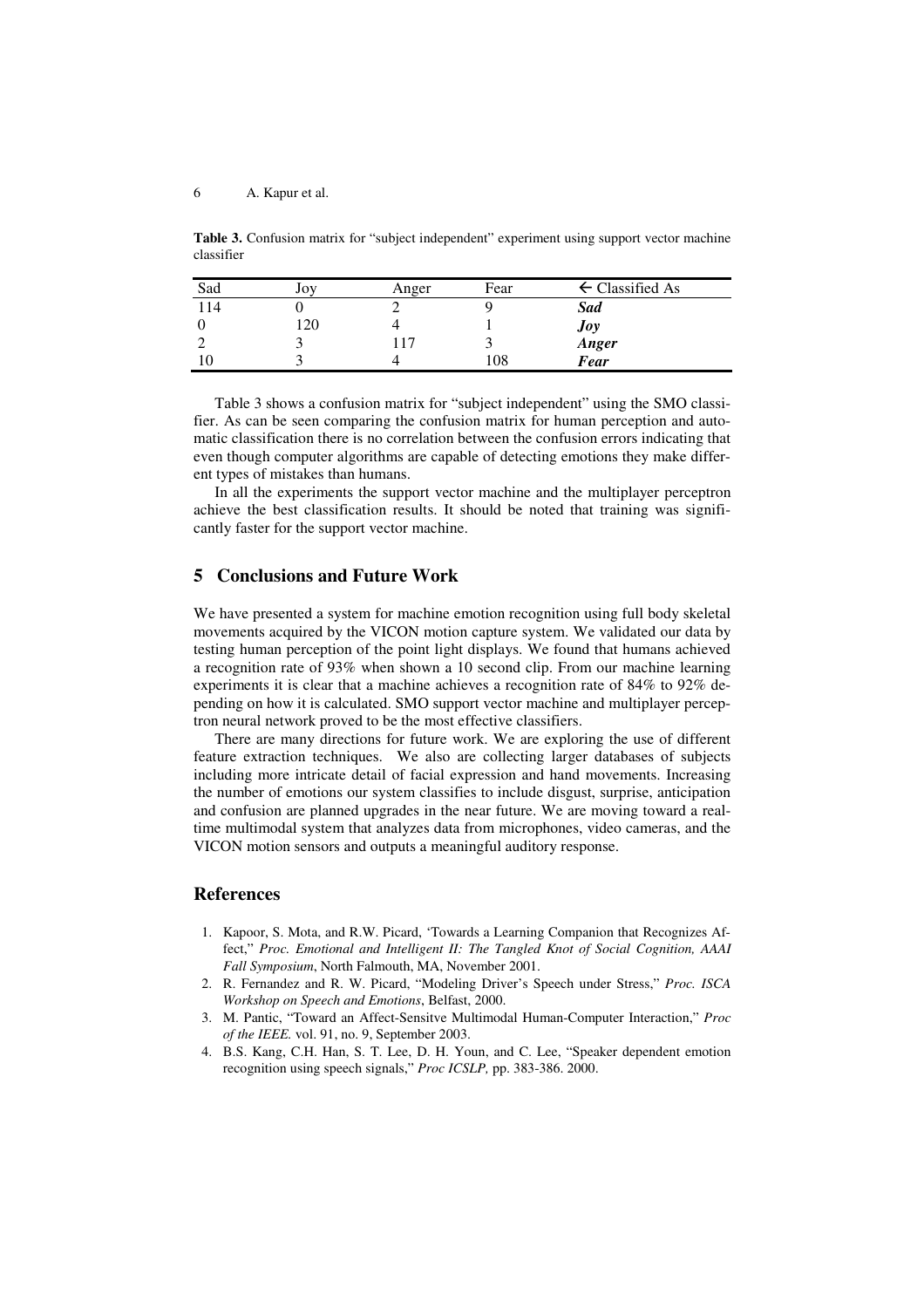**Table 3.** Confusion matrix for "subject independent" experiment using support vector machine classifier

| Sad | Joy | Anger | Fear | ← Classified As |
|---|---|---|---|---|
| 114 | 0 | 2 | 9 | ***Sad*** |
| 0 | 120 | 4 | 1 | ***Joy*** |
| 2 | 3 | 117 | 3 | ***Anger*** |
| 10 | 3 | 4 | 108 | ***Fear*** |

Table 3 shows a confusion matrix for "subject independent" using the SMO classifier. As can be seen comparing the confusion matrix for human perception and automatic classification there is no correlation between the confusion errors indicating that even though computer algorithms are capable of detecting emotions they make different types of mistakes than humans.

In all the experiments the support vector machine and the multiplayer perceptron achieve the best classification results. It should be noted that training was significantly faster for the support vector machine.

## 5 Conclusions and Future Work

We have presented a system for machine emotion recognition using full body skeletal movements acquired by the VICON motion capture system. We validated our data by testing human perception of the point light displays. We found that humans achieved a recognition rate of 93% when shown a 10 second clip. From our machine learning experiments it is clear that a machine achieves a recognition rate of 84% to 92% depending on how it is calculated. SMO support vector machine and multiplayer perceptron neural network proved to be the most effective classifiers.

There are many directions for future work. We are exploring the use of different feature extraction techniques. We also are collecting larger databases of subjects including more intricate detail of facial expression and hand movements. Increasing the number of emotions our system classifies to include disgust, surprise, anticipation and confusion are planned upgrades in the near future. We are moving toward a real-time multimodal system that analyzes data from microphones, video cameras, and the VICON motion sensors and outputs a meaningful auditory response.

## References

1. Kapoor, S. Mota, and R.W. Picard, 'Towards a Learning Companion that Recognizes Affect," *Proc. Emotional and Intelligent II: The Tangled Knot of Social Cognition, AAAI Fall Symposium*, North Falmouth, MA, November 2001.
2. R. Fernandez and R. W. Picard, "Modeling Driver's Speech under Stress," *Proc. ISCA Workshop on Speech and Emotions*, Belfast, 2000.
3. M. Pantic, "Toward an Affect-Sensitve Multimodal Human-Computer Interaction," *Proc of the IEEE.* vol. 91, no. 9, September 2003.
4. B.S. Kang, C.H. Han, S. T. Lee, D. H. Youn, and C. Lee, "Speaker dependent emotion recognition using speech signals," *Proc ICSLP,* pp. 383-386. 2000.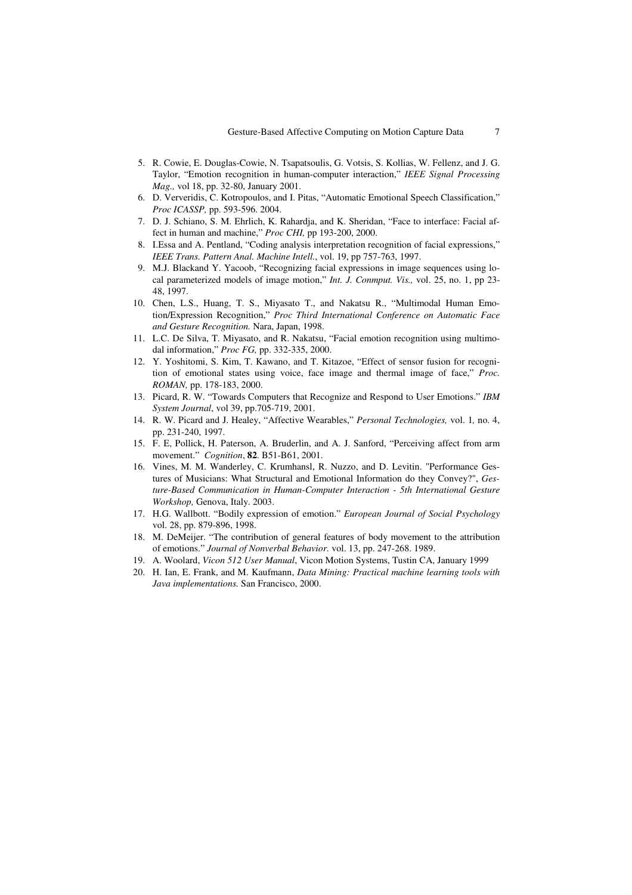5. R. Cowie, E. Douglas-Cowie, N. Tsapatsoulis, G. Votsis, S. Kollias, W. Fellenz, and J. G. Taylor, "Emotion recognition in human-computer interaction," *IEEE Signal Processing Mag.,* vol 18, pp. 32-80, January 2001.
6. D. Ververidis, C. Kotropoulos, and I. Pitas, "Automatic Emotional Speech Classification," *Proc ICASSP,* pp. 593-596. 2004.
7. D. J. Schiano, S. M. Ehrlich, K. Rahardja, and K. Sheridan, "Face to interface: Facial affect in human and machine," *Proc CHI,* pp 193-200, 2000.
8. I.Essa and A. Pentland, "Coding analysis interpretation recognition of facial expressions," *IEEE Trans. Pattern Anal. Machine Intell.*, vol. 19, pp 757-763, 1997.
9. M.J. Blackand Y. Yacoob, "Recognizing facial expressions in image sequences using local parameterized models of image motion," *Int. J. Conmput. Vis.,* vol. 25, no. 1, pp 23-48, 1997.
10. Chen, L.S., Huang, T. S., Miyasato T., and Nakatsu R., "Multimodal Human Emotion/Expression Recognition," *Proc Third International Conference on Automatic Face and Gesture Recognition.* Nara, Japan, 1998.
11. L.C. De Silva, T. Miyasato, and R. Nakatsu, "Facial emotion recognition using multimodal information," *Proc FG,* pp. 332-335, 2000.
12. Y. Yoshitomi, S. Kim, T. Kawano, and T. Kitazoe, "Effect of sensor fusion for recognition of emotional states using voice, face image and thermal image of face," *Proc. ROMAN,* pp. 178-183, 2000.
13. Picard, R. W. "Towards Computers that Recognize and Respond to User Emotions." *IBM System Journal*, vol 39, pp.705-719, 2001.
14. R. W. Picard and J. Healey, "Affective Wearables," *Personal Technologies,* vol. 1*,* no. 4, pp. 231-240, 1997.
15. F. E, Pollick, H. Paterson, A. Bruderlin, and A. J. Sanford, "Perceiving affect from arm movement." *Cognition*, **82**. B51-B61, 2001.
16. Vines, M. M. Wanderley, C. Krumhansl, R. Nuzzo, and D. Levitin. "Performance Gestures of Musicians: What Structural and Emotional Information do they Convey?", *Gesture-Based Communication in Human-Computer Interaction - 5th International Gesture Workshop,* Genova, Italy. 2003.
17. H.G. Wallbott. "Bodily expression of emotion." *European Journal of Social Psychology* vol. 28, pp. 879-896, 1998.
18. M. DeMeijer. "The contribution of general features of body movement to the attribution of emotions." *Journal of Nonverbal Behavior.* vol. 13, pp. 247-268. 1989.
19. A. Woolard, *Vicon 512 User Manual*, Vicon Motion Systems, Tustin CA, January 1999
20. H. Ian, E. Frank, and M. Kaufmann, *Data Mining: Practical machine learning tools with Java implementations.* San Francisco, 2000.